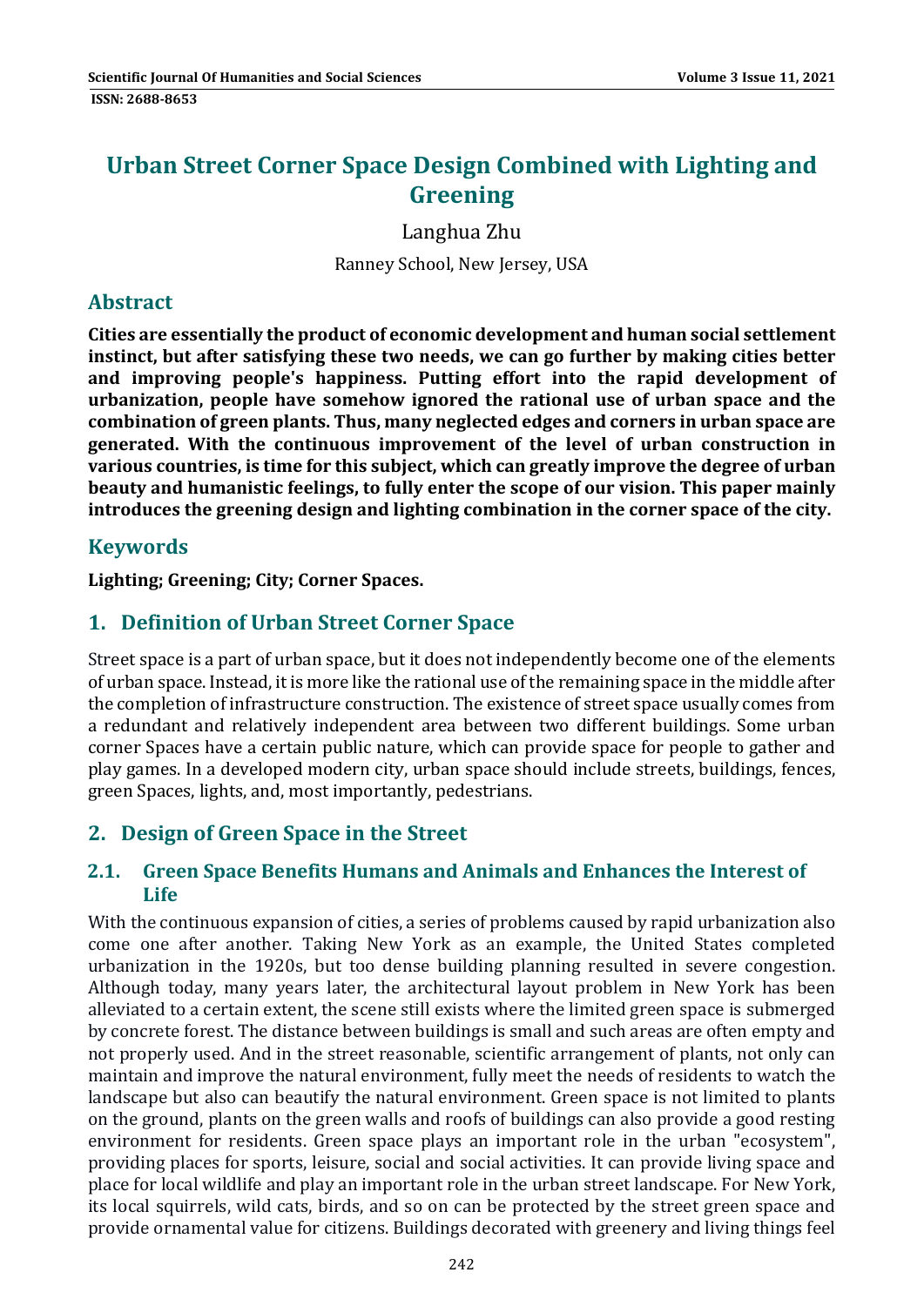# Urban Street Corner Space Design Combined with Lighting and Greening

Langhua Zhu

Ranney School, New Jersey, USA

## Abstract

**Cities are essentially the product of economic development and human social settlement instinct, but after satisfying these two needs, we can go further by making cities better and improving people's happiness. Putting effort into the rapid development of urbanization, people have somehow ignored the rational use of urban space and the combination of green plants. Thus, many neglected edges and corners in urban space are generated. With the continuous improvement of the level of urban construction in various countries, is time for this subject, which can greatly improve the degree of urban beauty and humanistic feelings, to fully enter the scope of our vision. This paper mainly introduces the greening design and lighting combination in the corner space of the city.**

## Keywords

**Lighting; Greening; City; Corner Spaces.**

## 1. Definition of Urban Street Corner Space

Street space is a part of urban space, but it does not independently become one of the elements of urban space. Instead, it is more like the rational use of the remaining space in the middle after the completion of infrastructure construction. The existence of street space usually comes from a redundant and relatively independent area between two different buildings. Some urban corner Spaces have a certain public nature, which can provide space for people to gather and play games. In a developed modern city, urban space should include streets, buildings, fences, green Spaces, lights, and, most importantly, pedestrians.

## 2. Design of Green Space in the Street

### 2.1. Green Space Benefits Humans and Animals and Enhances the Interest of Life

With the continuous expansion of cities, a series of problems caused by rapid urbanization also come one after another. Taking New York as an example, the United States completed urbanization in the 1920s, but too dense building planning resulted in severe congestion. Although today, many years later, the architectural layout problem in New York has been alleviated to a certain extent, the scene still exists where the limited green space is submerged by concrete forest. The distance between buildings is small and such areas are often empty and not properly used. And in the street reasonable, scientific arrangement of plants, not only can maintain and improve the natural environment, fully meet the needs of residents to watch the landscape but also can beautify the natural environment. Green space is not limited to plants on the ground, plants on the green walls and roofs of buildings can also provide a good resting environment for residents. Green space plays an important role in the urban "ecosystem", providing places for sports, leisure, social and social activities. It can provide living space and place for local wildlife and play an important role in the urban street landscape. For New York, its local squirrels, wild cats, birds, and so on can be protected by the street green space and provide ornamental value for citizens. Buildings decorated with greenery and living things feel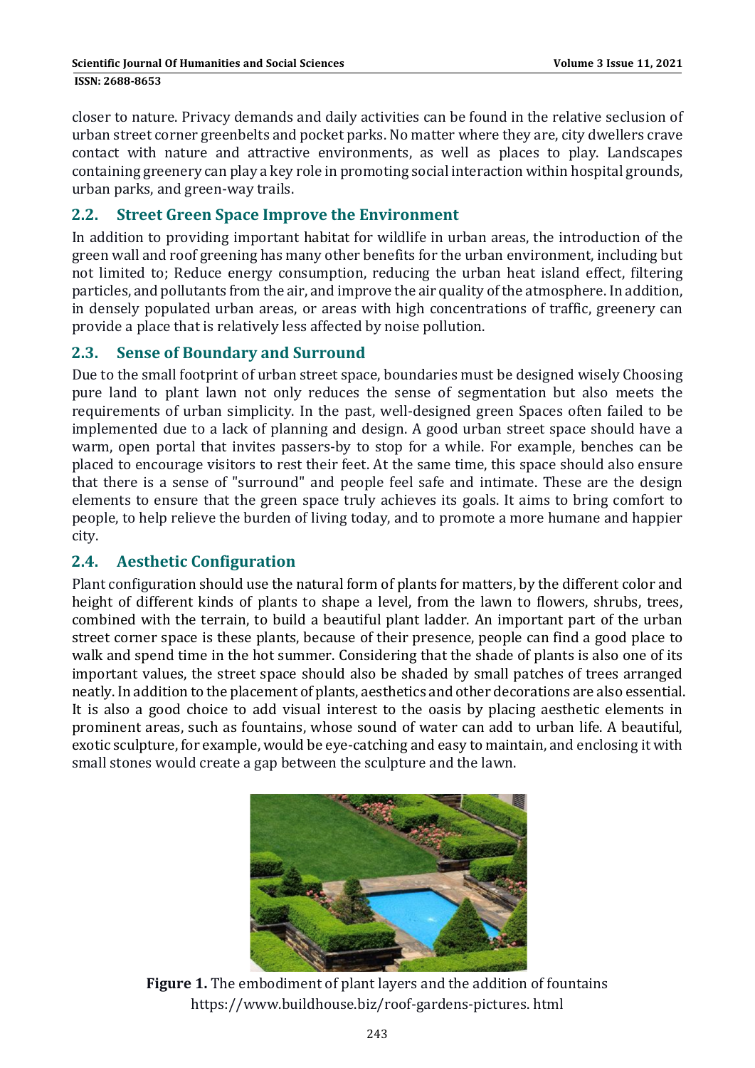closer to nature. Privacy demands and daily activities can be found in the relative seclusion of urban street corner greenbelts and pocket parks. No matter where they are, city dwellers crave contact with nature and attractive environments, as well as places to play. Landscapes containing greenery can play a key role in promoting social interaction within hospital grounds, urban parks, and green-way trails.

## 2.2. Street Green Space Improve the Environment

In addition to providing important habitat for wildlife in urban areas, the introduction of the green wall and roof greening has many other benefits for the urban environment, including but not limited to; Reduce energy consumption, reducing the urban heat island effect, filtering particles, and pollutants from the air, and improve the air quality of the atmosphere. In addition, in densely populated urban areas, or areas with high concentrations of traffic, greenery can provide a place that is relatively less affected by noise pollution.

## 2.3. Sense of Boundary and Surround

Due to the small footprint of urban street space, boundaries must be designed wisely Choosing pure land to plant lawn not only reduces the sense of segmentation but also meets the requirements of urban simplicity. In the past, well-designed green Spaces often failed to be implemented due to a lack of planning and design. A good urban street space should have a warm, open portal that invites passers-by to stop for a while. For example, benches can be placed to encourage visitors to rest their feet. At the same time, this space should also ensure that there is a sense of "surround" and people feel safe and intimate. These are the design elements to ensure that the green space truly achieves its goals. It aims to bring comfort to people, to help relieve the burden of living today, and to promote a more humane and happier city.

## 2.4. Aesthetic Configuration

Plant configuration should use the natural form of plants for matters, by the different color and height of different kinds of plants to shape a level, from the lawn to flowers, shrubs, trees, combined with the terrain, to build a beautiful plant ladder. An important part of the urban street corner space is these plants, because of their presence, people can find a good place to walk and spend time in the hot summer. Considering that the shade of plants is also one of its important values, the street space should also be shaded by small patches of trees arranged neatly. In addition to the placement of plants, aesthetics and other decorations are also essential. It is also a good choice to add visual interest to the oasis by placing aesthetic elements in prominent areas, such as fountains, whose sound of water can add to urban life. A beautiful, exotic sculpture, for example, would be eye-catching and easy to maintain, and enclosing it with small stones would create a gap between the sculpture and the lawn.

**Figure 1.** The embodiment of plant layers and the addition of fountains https://www.buildhouse.biz/roof-gardens-pictures. html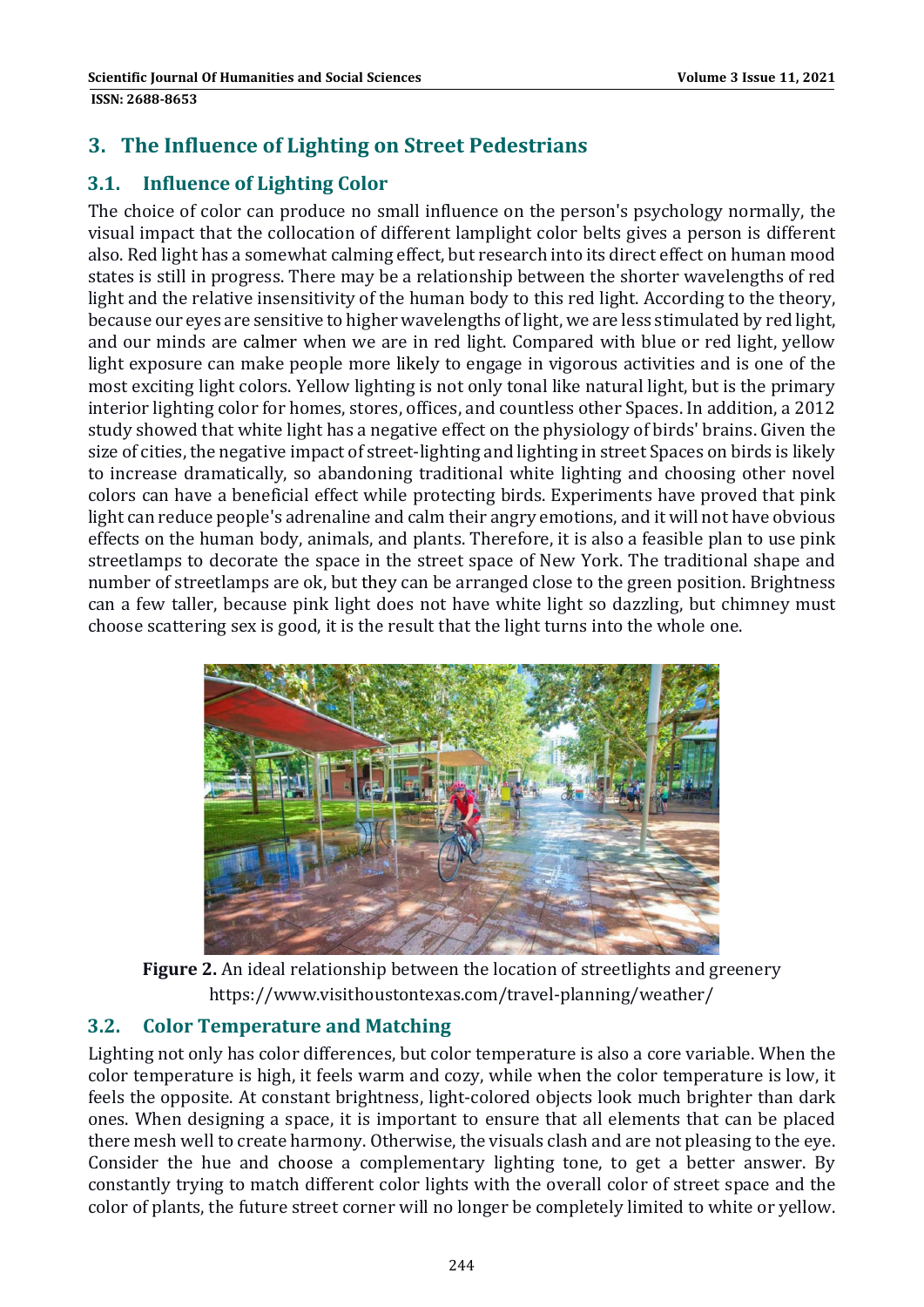## 3. The Influence of Lighting on Street Pedestrians

### 3.1. Influence of Lighting Color

The choice of color can produce no small influence on the person's psychology normally, the visual impact that the collocation of different lamplight color belts gives a person is different also. Red light has a somewhat calming effect, but research into its direct effect on human mood states is still in progress. There may be a relationship between the shorter wavelengths of red light and the relative insensitivity of the human body to this red light. According to the theory, because our eyes are sensitive to higher wavelengths of light, we are less stimulated by red light, and our minds are calmer when we are in red light. Compared with blue or red light, yellow light exposure can make people more likely to engage in vigorous activities and is one of the most exciting light colors. Yellow lighting is not only tonal like natural light, but is the primary interior lighting color for homes, stores, offices, and countless other Spaces. In addition, a 2012 study showed that white light has a negative effect on the physiology of birds' brains. Given the size of cities, the negative impact of street-lighting and lighting in street Spaces on birds is likely to increase dramatically, so abandoning traditional white lighting and choosing other novel colors can have a beneficial effect while protecting birds. Experiments have proved that pink light can reduce people's adrenaline and calm their angry emotions, and it will not have obvious effects on the human body, animals, and plants. Therefore, it is also a feasible plan to use pink streetlamps to decorate the space in the street space of New York. The traditional shape and number of streetlamps are ok, but they can be arranged close to the green position. Brightness can a few taller, because pink light does not have white light so dazzling, but chimney must choose scattering sex is good, it is the result that the light turns into the whole one.

**Figure 2.** An ideal relationship between the location of streetlights and greenery
https://www.visithoustontexas.com/travel-planning/weather/

### 3.2. Color Temperature and Matching

Lighting not only has color differences, but color temperature is also a core variable. When the color temperature is high, it feels warm and cozy, while when the color temperature is low, it feels the opposite. At constant brightness, light-colored objects look much brighter than dark ones. When designing a space, it is important to ensure that all elements that can be placed there mesh well to create harmony. Otherwise, the visuals clash and are not pleasing to the eye. Consider the hue and choose a complementary lighting tone, to get a better answer. By constantly trying to match different color lights with the overall color of street space and the color of plants, the future street corner will no longer be completely limited to white or yellow.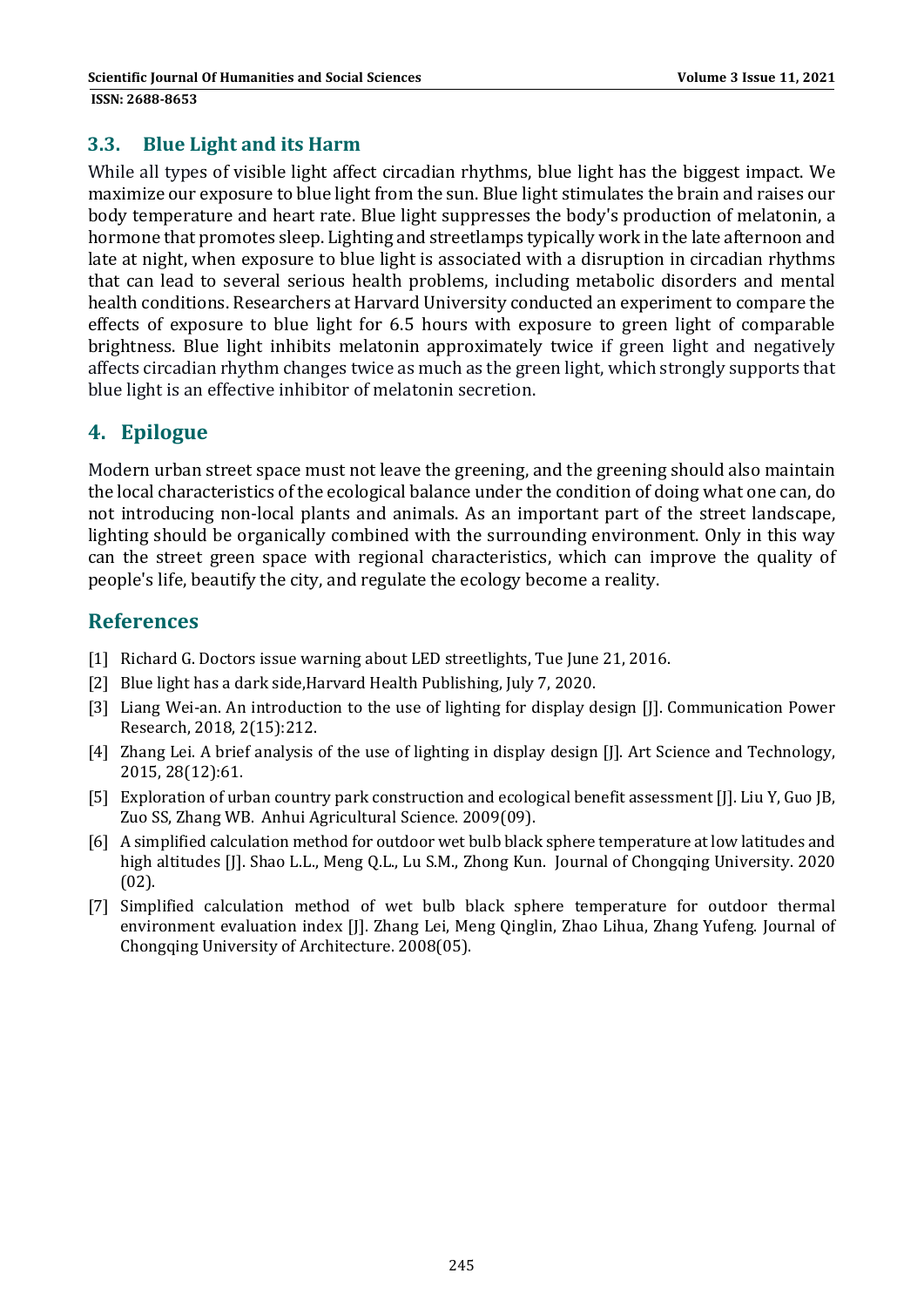### 3.3. Blue Light and its Harm

While all types of visible light affect circadian rhythms, blue light has the biggest impact. We maximize our exposure to blue light from the sun. Blue light stimulates the brain and raises our body temperature and heart rate. Blue light suppresses the body's production of melatonin, a hormone that promotes sleep. Lighting and streetlamps typically work in the late afternoon and late at night, when exposure to blue light is associated with a disruption in circadian rhythms that can lead to several serious health problems, including metabolic disorders and mental health conditions. Researchers at Harvard University conducted an experiment to compare the effects of exposure to blue light for 6.5 hours with exposure to green light of comparable brightness. Blue light inhibits melatonin approximately twice if green light and negatively affects circadian rhythm changes twice as much as the green light, which strongly supports that blue light is an effective inhibitor of melatonin secretion.

## 4. Epilogue

Modern urban street space must not leave the greening, and the greening should also maintain the local characteristics of the ecological balance under the condition of doing what one can, do not introducing non-local plants and animals. As an important part of the street landscape, lighting should be organically combined with the surrounding environment. Only in this way can the street green space with regional characteristics, which can improve the quality of people's life, beautify the city, and regulate the ecology become a reality.

## References

[1] Richard G. Doctors issue warning about LED streetlights, Tue June 21, 2016.

[2] Blue light has a dark side,Harvard Health Publishing, July 7, 2020.

[3] Liang Wei-an. An introduction to the use of lighting for display design [J]. Communication Power Research, 2018, 2(15):212.

[4] Zhang Lei. A brief analysis of the use of lighting in display design [J]. Art Science and Technology, 2015, 28(12):61.

[5] Exploration of urban country park construction and ecological benefit assessment [J]. Liu Y, Guo JB, Zuo SS, Zhang WB. Anhui Agricultural Science. 2009(09).

[6] A simplified calculation method for outdoor wet bulb black sphere temperature at low latitudes and high altitudes [J]. Shao L.L., Meng Q.L., Lu S.M., Zhong Kun. Journal of Chongqing University. 2020 (02).

[7] Simplified calculation method of wet bulb black sphere temperature for outdoor thermal environment evaluation index [J]. Zhang Lei, Meng Qinglin, Zhao Lihua, Zhang Yufeng. Journal of Chongqing University of Architecture. 2008(05).